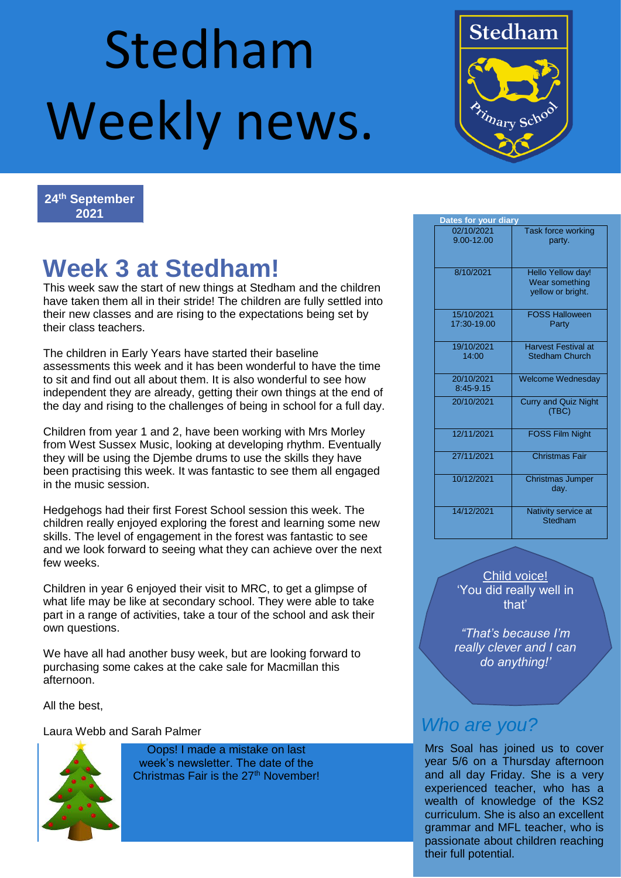# Stedham Weekly news.

Stedham Primary School

**24th September 2021**

## Week 3 at Stedham!

This week saw the start of new things at Stedham and the children have taken them all in their stride! The children are fully settled into their new classes and are rising to the expectations being set by their class teachers.

The children in Early Years have started their baseline assessments this week and it has been wonderful to have the time to sit and find out all about them. It is also wonderful to see how independent they are already, getting their own things at the end of the day and rising to the challenges of being in school for a full day.

Children from year 1 and 2, have been working with Mrs Morley from West Sussex Music, looking at developing rhythm. Eventually they will be using the Djembe drums to use the skills they have been practising this week. It was fantastic to see them all engaged in the music session.

Hedgehogs had their first Forest School session this week. The children really enjoyed exploring the forest and learning some new skills. The level of engagement in the forest was fantastic to see and we look forward to seeing what they can achieve over the next few weeks.

Children in year 6 enjoyed their visit to MRC, to get a glimpse of what life may be like at secondary school. They were able to take part in a range of activities, take a tour of the school and ask their own questions.

We have all had another busy week, but are looking forward to purchasing some cakes at the cake sale for Macmillan this afternoon.

All the best,

Laura Webb and Sarah Palmer

Oops! I made a mistake on last week's newsletter. The date of the Christmas Fair is the 27th November!

**Dates for your diary**

| Date | Event |
|---|---|
| 02/10/2021 9.00-12.00 | Task force working party. |
| 8/10/2021 | Hello Yellow day! Wear something yellow or bright. |
| 15/10/2021 17:30-19.00 | FOSS Halloween Party |
| 19/10/2021 14:00 | Harvest Festival at Stedham Church |
| 20/10/2021 8:45-9.15 | Welcome Wednesday |
| 20/10/2021 | Curry and Quiz Night (TBC) |
| 12/11/2021 | FOSS Film Night |
| 27/11/2021 | Christmas Fair |
| 10/12/2021 | Christmas Jumper day. |
| 14/12/2021 | Nativity service at Stedham |

Child voice!

'You did really well in that'

*"That's because I'm really clever and I can do anything!'*

## *Who are you?*

Mrs Soal has joined us to cover year 5/6 on a Thursday afternoon and all day Friday. She is a very experienced teacher, who has a wealth of knowledge of the KS2 curriculum. She is also an excellent grammar and MFL teacher, who is passionate about children reaching their full potential.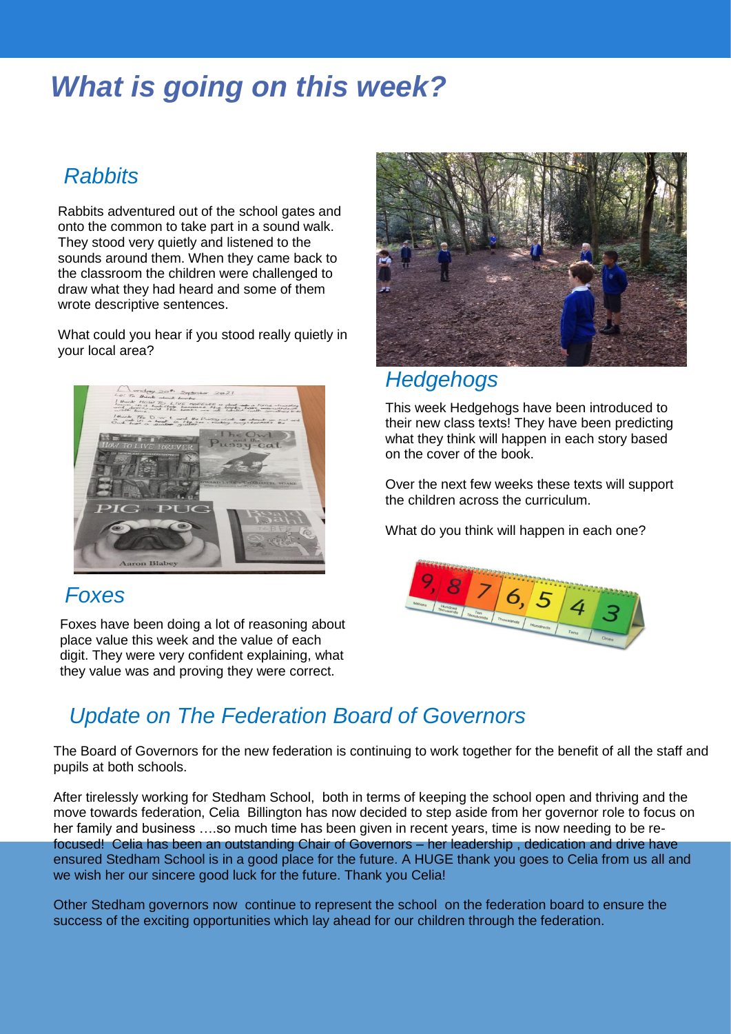# What is going on this week?

## Rabbits

Rabbits adventured out of the school gates and onto the common to take part in a sound walk. They stood very quietly and listened to the sounds around them. When they came back to the classroom the children were challenged to draw what they had heard and some of them wrote descriptive sentences.

What could you hear if you stood really quietly in your local area?

## Hedgehogs

This week Hedgehogs have been introduced to their new class texts! They have been predicting what they think will happen in each story based on the cover of the book.

Over the next few weeks these texts will support the children across the curriculum.

What do you think will happen in each one?

## Foxes

Foxes have been doing a lot of reasoning about place value this week and the value of each digit. They were very confident explaining, what they value was and proving they were correct.

## Update on The Federation Board of Governors

The Board of Governors for the new federation is continuing to work together for the benefit of all the staff and pupils at both schools.

After tirelessly working for Stedham School, both in terms of keeping the school open and thriving and the move towards federation, Celia Billington has now decided to step aside from her governor role to focus on her family and business ….so much time has been given in recent years, time is now needing to be re-focused! Celia has been an outstanding Chair of Governors – her leadership , dedication and drive have ensured Stedham School is in a good place for the future. A HUGE thank you goes to Celia from us all and we wish her our sincere good luck for the future. Thank you Celia!

Other Stedham governors now continue to represent the school on the federation board to ensure the success of the exciting opportunities which lay ahead for our children through the federation.